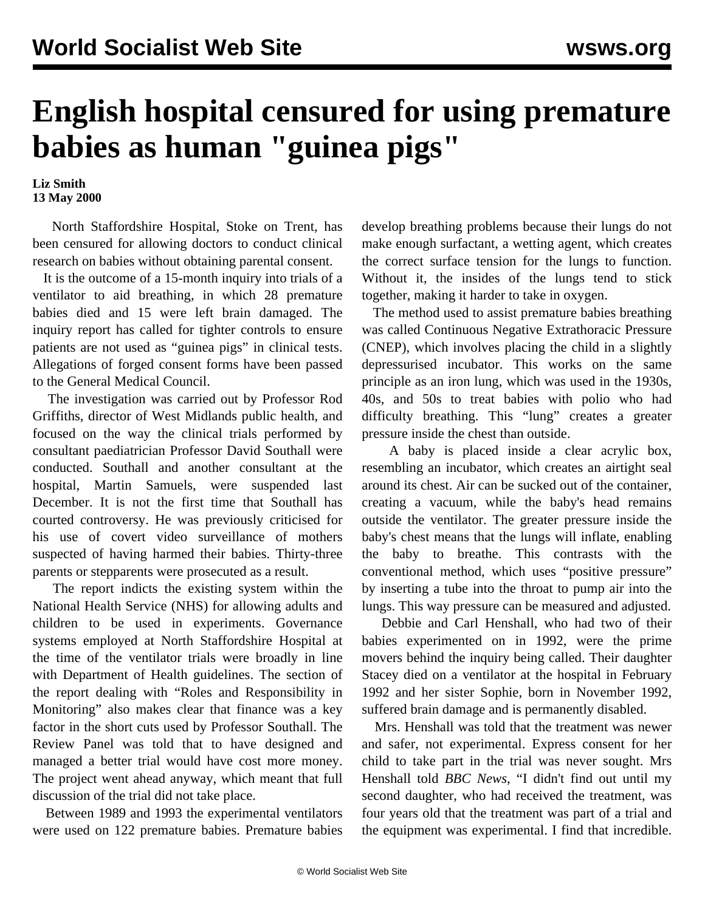# English hospital censured for using premature babies as human "guinea pigs"

**Liz Smith**
**13 May 2000**

North Staffordshire Hospital, Stoke on Trent, has been censured for allowing doctors to conduct clinical research on babies without obtaining parental consent.

It is the outcome of a 15-month inquiry into trials of a ventilator to aid breathing, in which 28 premature babies died and 15 were left brain damaged. The inquiry report has called for tighter controls to ensure patients are not used as "guinea pigs" in clinical tests. Allegations of forged consent forms have been passed to the General Medical Council.

The investigation was carried out by Professor Rod Griffiths, director of West Midlands public health, and focused on the way the clinical trials performed by consultant paediatrician Professor David Southall were conducted. Southall and another consultant at the hospital, Martin Samuels, were suspended last December. It is not the first time that Southall has courted controversy. He was previously criticised for his use of covert video surveillance of mothers suspected of having harmed their babies. Thirty-three parents or stepparents were prosecuted as a result.

The report indicts the existing system within the National Health Service (NHS) for allowing adults and children to be used in experiments. Governance systems employed at North Staffordshire Hospital at the time of the ventilator trials were broadly in line with Department of Health guidelines. The section of the report dealing with "Roles and Responsibility in Monitoring" also makes clear that finance was a key factor in the short cuts used by Professor Southall. The Review Panel was told that to have designed and managed a better trial would have cost more money. The project went ahead anyway, which meant that full discussion of the trial did not take place.

Between 1989 and 1993 the experimental ventilators were used on 122 premature babies. Premature babies develop breathing problems because their lungs do not make enough surfactant, a wetting agent, which creates the correct surface tension for the lungs to function. Without it, the insides of the lungs tend to stick together, making it harder to take in oxygen.

The method used to assist premature babies breathing was called Continuous Negative Extrathoracic Pressure (CNEP), which involves placing the child in a slightly depressurised incubator. This works on the same principle as an iron lung, which was used in the 1930s, 40s, and 50s to treat babies with polio who had difficulty breathing. This "lung" creates a greater pressure inside the chest than outside.

A baby is placed inside a clear acrylic box, resembling an incubator, which creates an airtight seal around its chest. Air can be sucked out of the container, creating a vacuum, while the baby's head remains outside the ventilator. The greater pressure inside the baby's chest means that the lungs will inflate, enabling the baby to breathe. This contrasts with the conventional method, which uses "positive pressure" by inserting a tube into the throat to pump air into the lungs. This way pressure can be measured and adjusted.

Debbie and Carl Henshall, who had two of their babies experimented on in 1992, were the prime movers behind the inquiry being called. Their daughter Stacey died on a ventilator at the hospital in February 1992 and her sister Sophie, born in November 1992, suffered brain damage and is permanently disabled.

Mrs. Henshall was told that the treatment was newer and safer, not experimental. Express consent for her child to take part in the trial was never sought. Mrs Henshall told *BBC News*, "I didn't find out until my second daughter, who had received the treatment, was four years old that the treatment was part of a trial and the equipment was experimental. I find that incredible.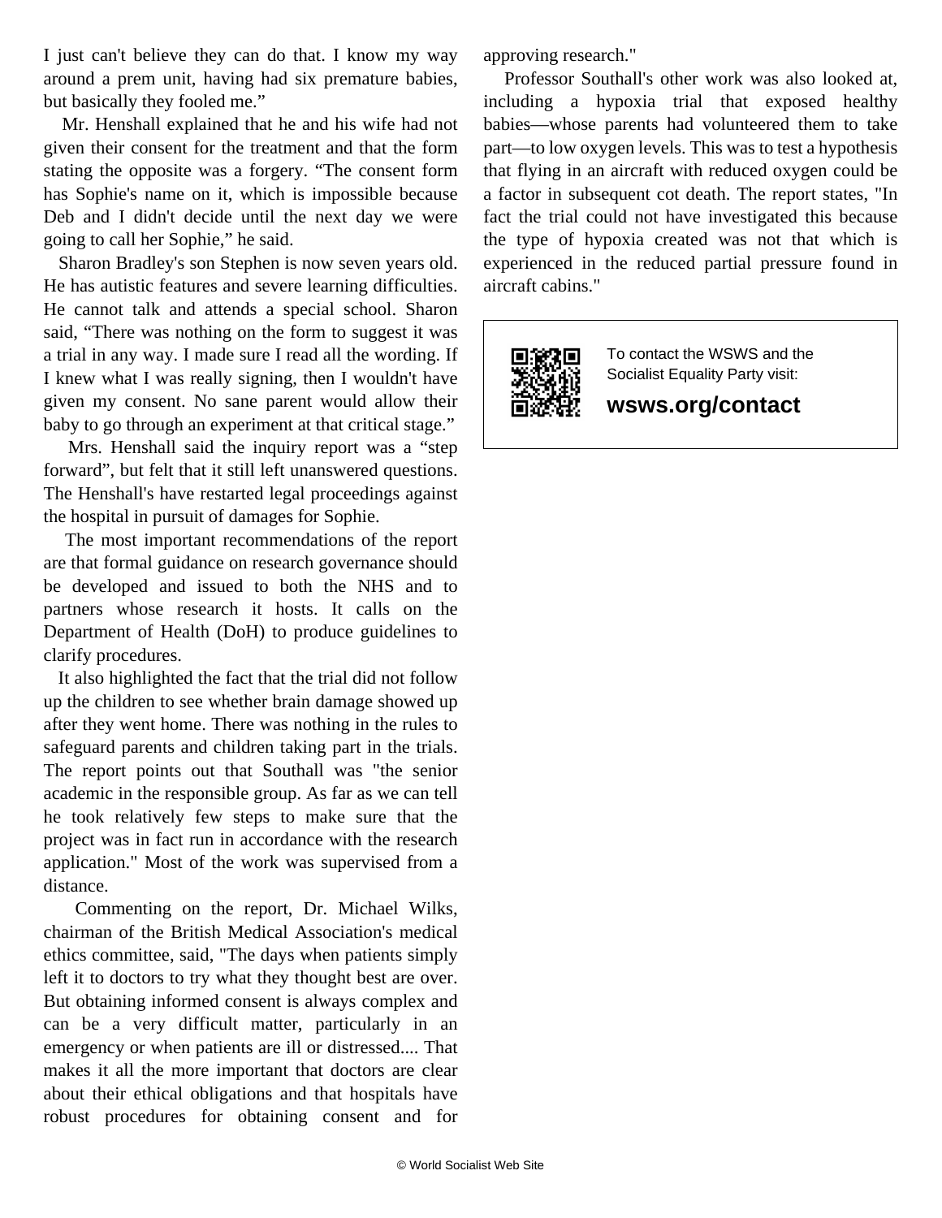I just can't believe they can do that. I know my way around a prem unit, having had six premature babies, but basically they fooled me."

Mr. Henshall explained that he and his wife had not given their consent for the treatment and that the form stating the opposite was a forgery. "The consent form has Sophie's name on it, which is impossible because Deb and I didn't decide until the next day we were going to call her Sophie," he said.

Sharon Bradley's son Stephen is now seven years old. He has autistic features and severe learning difficulties. He cannot talk and attends a special school. Sharon said, "There was nothing on the form to suggest it was a trial in any way. I made sure I read all the wording. If I knew what I was really signing, then I wouldn't have given my consent. No sane parent would allow their baby to go through an experiment at that critical stage."

Mrs. Henshall said the inquiry report was a "step forward", but felt that it still left unanswered questions. The Henshall's have restarted legal proceedings against the hospital in pursuit of damages for Sophie.

The most important recommendations of the report are that formal guidance on research governance should be developed and issued to both the NHS and to partners whose research it hosts. It calls on the Department of Health (DoH) to produce guidelines to clarify procedures.

It also highlighted the fact that the trial did not follow up the children to see whether brain damage showed up after they went home. There was nothing in the rules to safeguard parents and children taking part in the trials. The report points out that Southall was "the senior academic in the responsible group. As far as we can tell he took relatively few steps to make sure that the project was in fact run in accordance with the research application." Most of the work was supervised from a distance.

Commenting on the report, Dr. Michael Wilks, chairman of the British Medical Association's medical ethics committee, said, "The days when patients simply left it to doctors to try what they thought best are over. But obtaining informed consent is always complex and can be a very difficult matter, particularly in an emergency or when patients are ill or distressed.... That makes it all the more important that doctors are clear about their ethical obligations and that hospitals have robust procedures for obtaining consent and for approving research."

Professor Southall's other work was also looked at, including a hypoxia trial that exposed healthy babies—whose parents had volunteered them to take part—to low oxygen levels. This was to test a hypothesis that flying in an aircraft with reduced oxygen could be a factor in subsequent cot death. The report states, "In fact the trial could not have investigated this because the type of hypoxia created was not that which is experienced in the reduced partial pressure found in aircraft cabins."

To contact the WSWS and the Socialist Equality Party visit:

**wsws.org/contact**